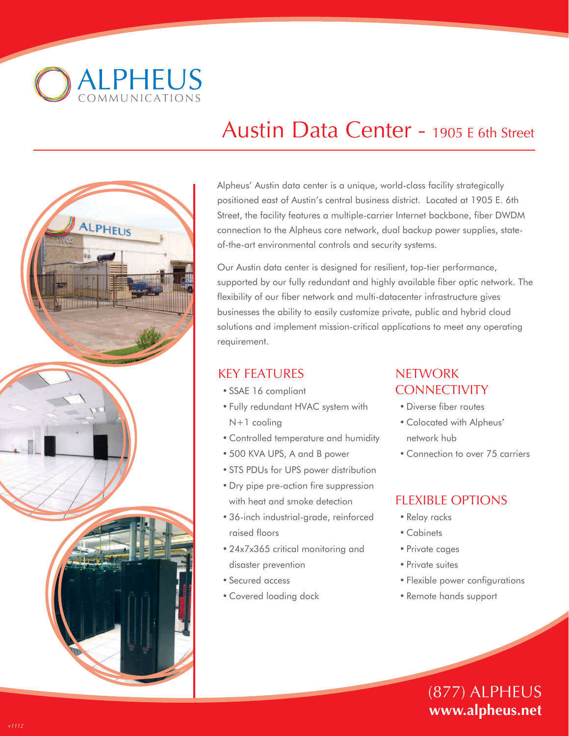ALPHEUS COMMUNICATIONS

# Austin Data Center - 1905 E 6th Street

Alpheus' Austin data center is a unique, world-class facility strategically positioned east of Austin's central business district. Located at 1905 E. 6th Street, the facility features a multiple-carrier Internet backbone, fiber DWDM connection to the Alpheus core network, dual backup power supplies, state-of-the-art environmental controls and security systems.

Our Austin data center is designed for resilient, top-tier performance, supported by our fully redundant and highly available fiber optic network. The flexibility of our fiber network and multi-datacenter infrastructure gives businesses the ability to easily customize private, public and hybrid cloud solutions and implement mission-critical applications to meet any operating requirement.

## KEY FEATURES

- SSAE 16 compliant
- Fully redundant HVAC system with N+1 cooling
- Controlled temperature and humidity
- 500 KVA UPS, A and B power
- STS PDUs for UPS power distribution
- Dry pipe pre-action fire suppression with heat and smoke detection
- 36-inch industrial-grade, reinforced raised floors
- 24x7x365 critical monitoring and disaster prevention
- Secured access
- Covered loading dock

## NETWORK CONNECTIVITY

- Diverse fiber routes
- Colocated with Alpheus' network hub
- Connection to over 75 carriers

## FLEXIBLE OPTIONS

- Relay racks
- Cabinets
- Private cages
- Private suites
- Flexible power configurations
- Remote hands support

(877) ALPHEUS
**www.alpheus.net**

*v1112*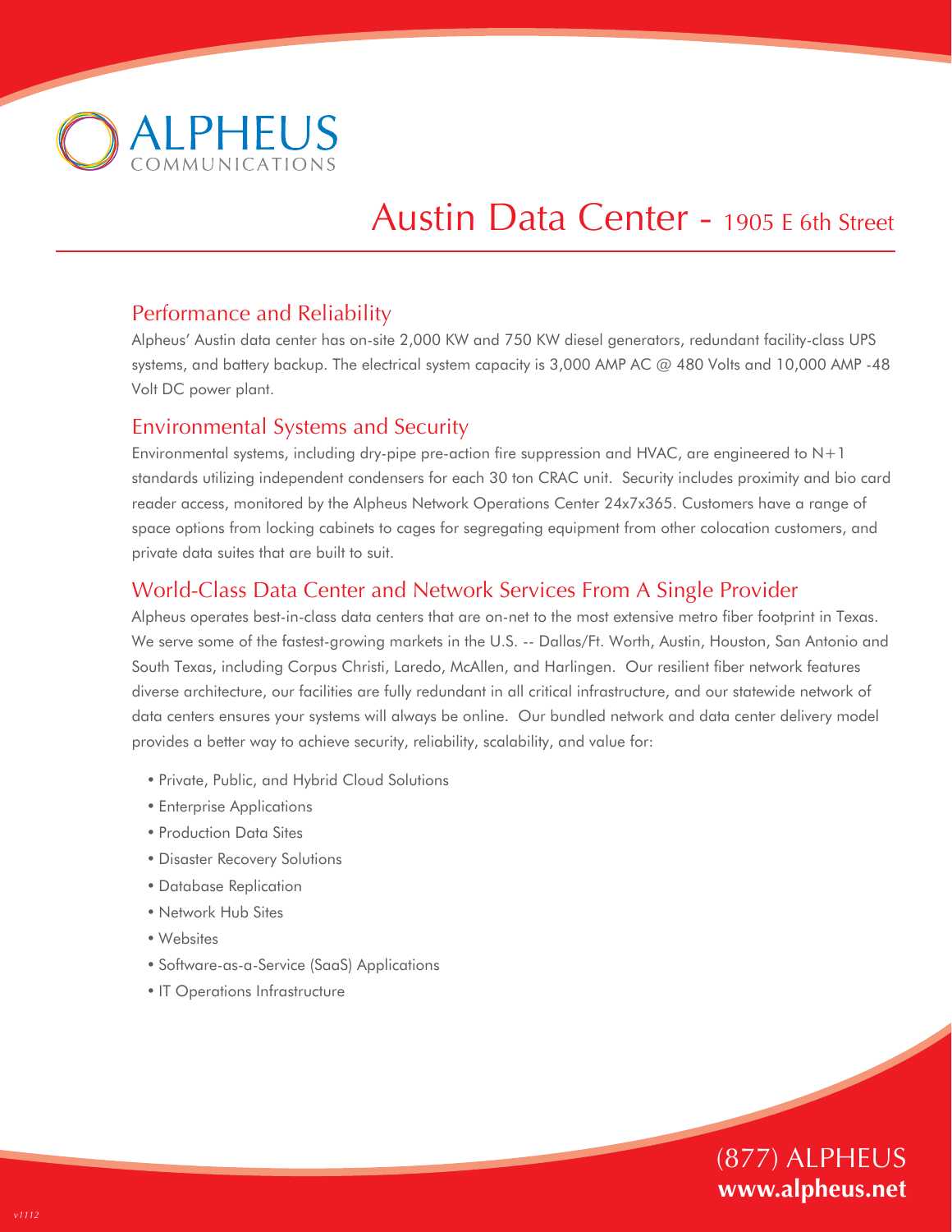ALPHEUS
COMMUNICATIONS

# Austin Data Center - 1905 E 6th Street

## Performance and Reliability

Alpheus' Austin data center has on-site 2,000 KW and 750 KW diesel generators, redundant facility-class UPS systems, and battery backup. The electrical system capacity is 3,000 AMP AC @ 480 Volts and 10,000 AMP -48 Volt DC power plant.

## Environmental Systems and Security

Environmental systems, including dry-pipe pre-action fire suppression and HVAC, are engineered to N+1 standards utilizing independent condensers for each 30 ton CRAC unit. Security includes proximity and bio card reader access, monitored by the Alpheus Network Operations Center 24x7x365. Customers have a range of space options from locking cabinets to cages for segregating equipment from other colocation customers, and private data suites that are built to suit.

## World-Class Data Center and Network Services From A Single Provider

Alpheus operates best-in-class data centers that are on-net to the most extensive metro fiber footprint in Texas. We serve some of the fastest-growing markets in the U.S. -- Dallas/Ft. Worth, Austin, Houston, San Antonio and South Texas, including Corpus Christi, Laredo, McAllen, and Harlingen. Our resilient fiber network features diverse architecture, our facilities are fully redundant in all critical infrastructure, and our statewide network of data centers ensures your systems will always be online. Our bundled network and data center delivery model provides a better way to achieve security, reliability, scalability, and value for:

- Private, Public, and Hybrid Cloud Solutions
- Enterprise Applications
- Production Data Sites
- Disaster Recovery Solutions
- Database Replication
- Network Hub Sites
- Websites
- Software-as-a-Service (SaaS) Applications
- IT Operations Infrastructure

(877) ALPHEUS
**www.alpheus.net**

v1112